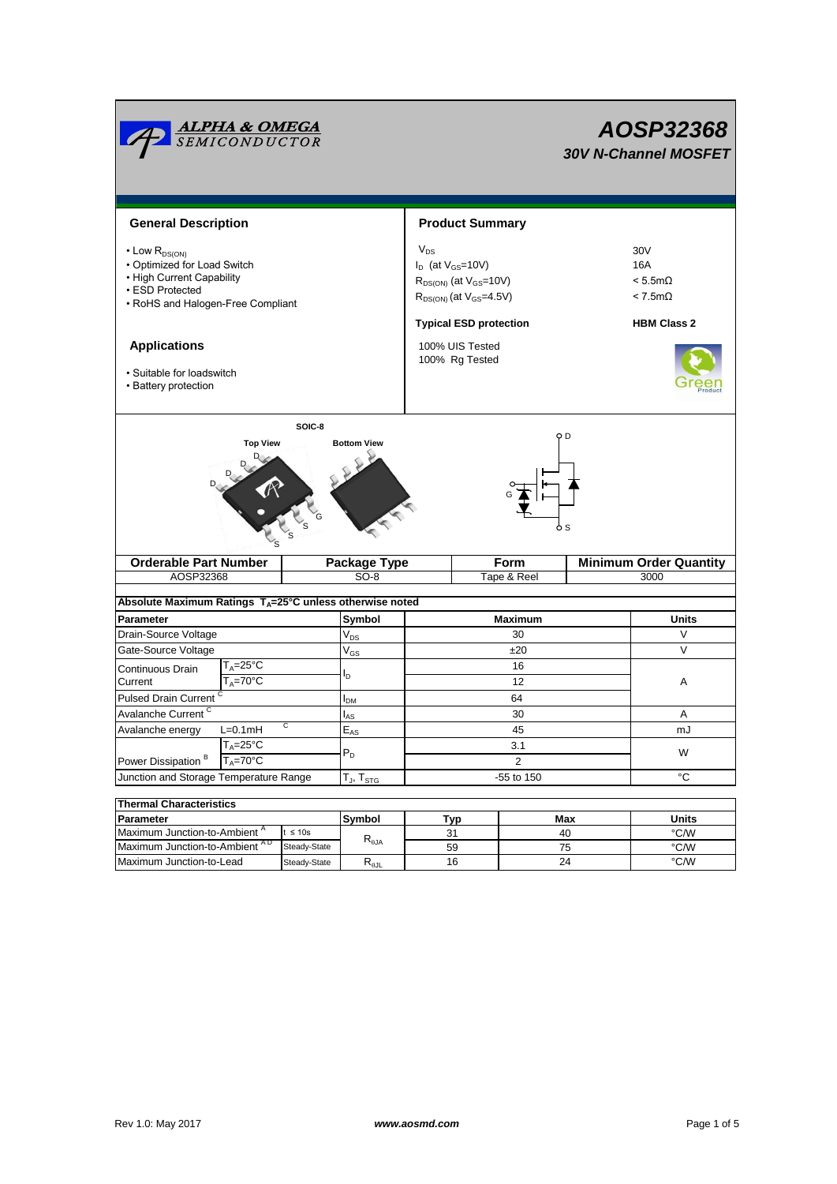# AOSP32368

## 30V N-Channel MOSFET

## General Description

- Low $R_{DS(ON)}$
- Optimized for Load Switch
- High Current Capability
- ESD Protected
- RoHS and Halogen-Free Compliant

## Applications

- Suitable for loadswitch
- Battery protection

## Product Summary

| | |
|---|---|
| $V_{DS}$ | 30V |
| $I_D$ (at $V_{GS}$=10V) | 16A |
| $R_{DS(ON)}$ (at $V_{GS}$=10V) | < 5.5mΩ |
| $R_{DS(ON)}$ (at $V_{GS}$=4.5V) | < 7.5mΩ |
| **Typical ESD protection** | **HBM Class 2** |

100% UIS Tested
100% Rg Tested

SOIC-8

Top View | Bottom View

| Orderable Part Number | Package Type | Form | Minimum Order Quantity |
|---|---|---|---|
| AOSP32368 | SO-8 | Tape & Reel | 3000 |

**Absolute Maximum Ratings $T_A$=25°C unless otherwise noted**

| Parameter | | Symbol | Maximum | Units |
|---|---|---|---|---|
| Drain-Source Voltage | | $V_{DS}$ | 30 | V |
| Gate-Source Voltage | | $V_{GS}$ | ±20 | V |
| Continuous Drain Current | $T_A$=25°C | $I_D$ | 16 | A |
| | $T_A$=70°C | | 12 | |
| Pulsed Drain Current [C] | | $I_{DM}$ | 64 | |
| Avalanche Current [C] | | $I_{AS}$ | 30 | A |
| Avalanche energy | L=0.1mH [C] | $E_{AS}$ | 45 | mJ |
| Power Dissipation [B] | $T_A$=25°C | $P_D$ | 3.1 | W |
| | $T_A$=70°C | | 2 | |
| Junction and Storage Temperature Range | | $T_J$, $T_{STG}$ | -55 to 150 | °C |

**Thermal Characteristics**

| Parameter | | Symbol | Typ | Max | Units |
|---|---|---|---|---|---|
| Maximum Junction-to-Ambient [A] | t ≤ 10s | $R_{\theta JA}$ | 31 | 40 | °C/W |
| Maximum Junction-to-Ambient [A D] | Steady-State | | 59 | 75 | °C/W |
| Maximum Junction-to-Lead | Steady-State | $R_{\theta JL}$ | 16 | 24 | °C/W |

Rev 1.0: May 2017 www.aosmd.com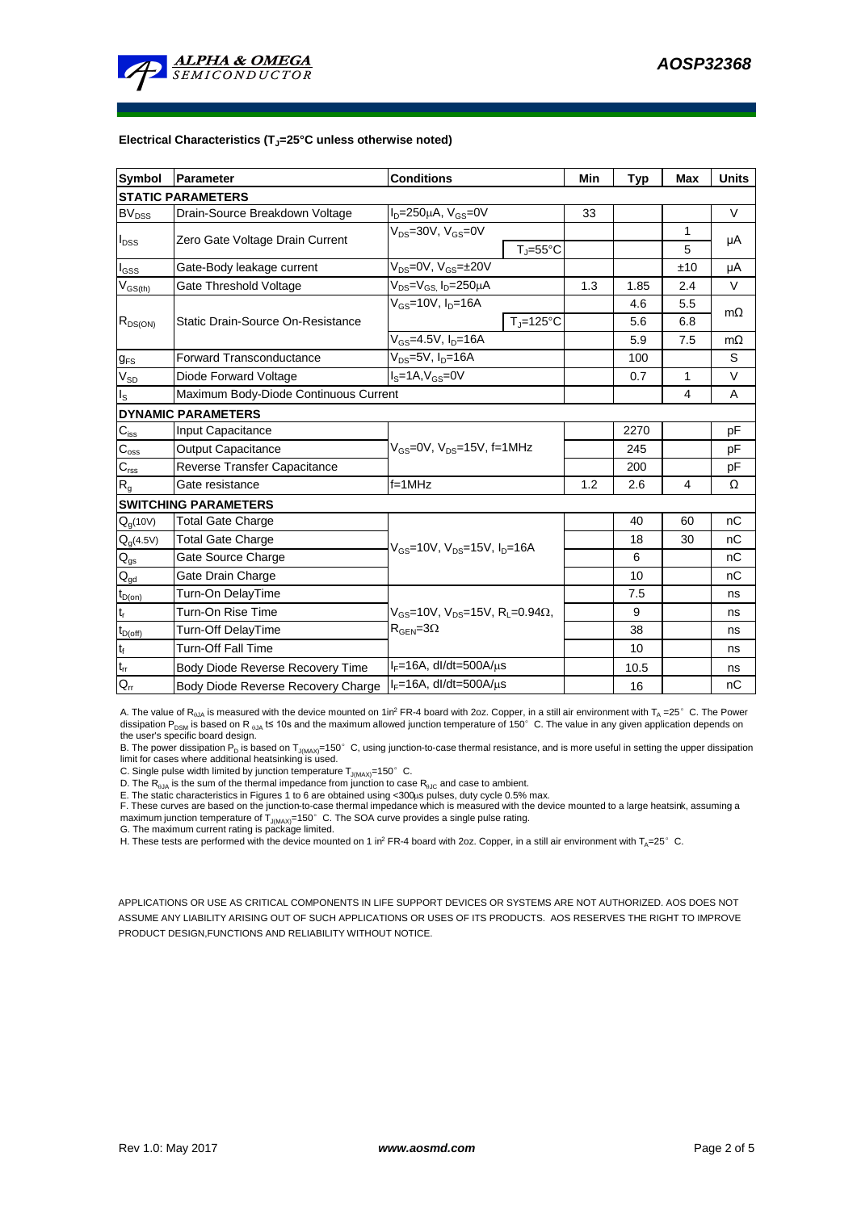**Electrical Characteristics ($T_J$=25°C unless otherwise noted)**

| Symbol | Parameter | Conditions | | Min | Typ | Max | Units |
|---|---|---|---|---|---|---|---|
| **STATIC PARAMETERS** | | | | | | | |
| $BV_{DSS}$ | Drain-Source Breakdown Voltage | $I_D$=250µA, $V_{GS}$=0V | | 33 | | | V |
| $I_{DSS}$ | Zero Gate Voltage Drain Current | $V_{DS}$=30V, $V_{GS}$=0V | | | | 1 | µA |
| | | | $T_J$=55°C | | | 5 | |
| $I_{GSS}$ | Gate-Body leakage current | $V_{DS}$=0V, $V_{GS}$=±20V | | | | ±10 | µA |
| $V_{GS(th)}$ | Gate Threshold Voltage | $V_{DS}$=$V_{GS}$, $I_D$=250µA | | 1.3 | 1.85 | 2.4 | V |
| $R_{DS(ON)}$ | Static Drain-Source On-Resistance | $V_{GS}$=10V, $I_D$=16A | | | 4.6 | 5.5 | mΩ |
| | | | $T_J$=125°C | | 5.6 | 6.8 | |
| | | $V_{GS}$=4.5V, $I_D$=16A | | | 5.9 | 7.5 | mΩ |
| $g_{FS}$ | Forward Transconductance | $V_{DS}$=5V, $I_D$=16A | | | 100 | | S |
| $V_{SD}$ | Diode Forward Voltage | $I_S$=1A, $V_{GS}$=0V | | | 0.7 | 1 | V |
| $I_S$ | Maximum Body-Diode Continuous Current | | | | | 4 | A |
| **DYNAMIC PARAMETERS** | | | | | | | |
| $C_{iss}$ | Input Capacitance | $V_{GS}$=0V, $V_{DS}$=15V, f=1MHz | | | 2270 | | pF |
| $C_{oss}$ | Output Capacitance | | | | 245 | | pF |
| $C_{rss}$ | Reverse Transfer Capacitance | | | | 200 | | pF |
| $R_g$ | Gate resistance | f=1MHz | | 1.2 | 2.6 | 4 | Ω |
| **SWITCHING PARAMETERS** | | | | | | | |
| $Q_g$(10V) | Total Gate Charge | $V_{GS}$=10V, $V_{DS}$=15V, $I_D$=16A | | | 40 | 60 | nC |
| $Q_g$(4.5V) | Total Gate Charge | | | | 18 | 30 | nC |
| $Q_{gs}$ | Gate Source Charge | | | | 6 | | nC |
| $Q_{gd}$ | Gate Drain Charge | | | | 10 | | nC |
| $t_{D(on)}$ | Turn-On DelayTime | $V_{GS}$=10V, $V_{DS}$=15V, $R_L$=0.94Ω, $R_{GEN}$=3Ω | | | 7.5 | | ns |
| $t_r$ | Turn-On Rise Time | | | | 9 | | ns |
| $t_{D(off)}$ | Turn-Off DelayTime | | | | 38 | | ns |
| $t_f$ | Turn-Off Fall Time | | | | 10 | | ns |
| $t_{rr}$ | Body Diode Reverse Recovery Time | $I_F$=16A, dI/dt=500A/µs | | | 10.5 | | ns |
| $Q_{rr}$ | Body Diode Reverse Recovery Charge | $I_F$=16A, dI/dt=500A/µs | | | 16 | | nC |

A. The value of $R_{\theta JA}$ is measured with the device mounted on 1in$^2$ FR-4 board with 2oz. Copper, in a still air environment with $T_A$ =25° C. The Power dissipation $P_{DSM}$ is based on R $_{\theta JA}$ t≤ 10s and the maximum allowed junction temperature of 150° C. The value in any given application depends on the user's specific board design.

B. The power dissipation $P_D$ is based on $T_{J(MAX)}$=150° C, using junction-to-case thermal resistance, and is more useful in setting the upper dissipation limit for cases where additional heatsinking is used.

C. Single pulse width limited by junction temperature $T_{J(MAX)}$=150° C.

D. The $R_{\theta JA}$ is the sum of the thermal impedance from junction to case $R_{\theta JC}$ and case to ambient.

E. The static characteristics in Figures 1 to 6 are obtained using <300µs pulses, duty cycle 0.5% max.

F. These curves are based on the junction-to-case thermal impedance which is measured with the device mounted to a large heatsink, assuming a maximum junction temperature of $T_{J(MAX)}$=150° C. The SOA curve provides a single pulse rating.

G. The maximum current rating is package limited.

H. These tests are performed with the device mounted on 1 in$^2$ FR-4 board with 2oz. Copper, in a still air environment with $T_A$=25° C.

APPLICATIONS OR USE AS CRITICAL COMPONENTS IN LIFE SUPPORT DEVICES OR SYSTEMS ARE NOT AUTHORIZED. AOS DOES NOT ASSUME ANY LIABILITY ARISING OUT OF SUCH APPLICATIONS OR USES OF ITS PRODUCTS. AOS RESERVES THE RIGHT TO IMPROVE PRODUCT DESIGN,FUNCTIONS AND RELIABILITY WITHOUT NOTICE.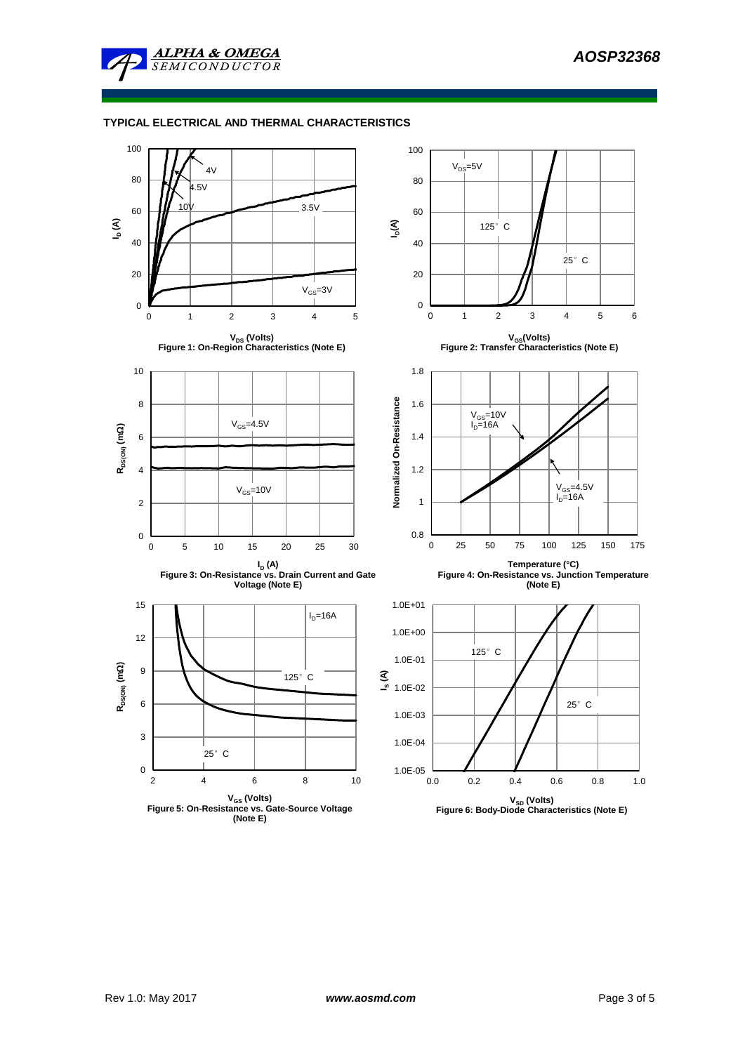## TYPICAL ELECTRICAL AND THERMAL CHARACTERISTICS

Figure 1: On-Region Characteristics (Note E)

Figure 2: Transfer Characteristics (Note E)

Figure 3: On-Resistance vs. Drain Current and Gate Voltage (Note E)

Figure 4: On-Resistance vs. Junction Temperature (Note E)

Figure 5: On-Resistance vs. Gate-Source Voltage (Note E)

Figure 6: Body-Diode Characteristics (Note E)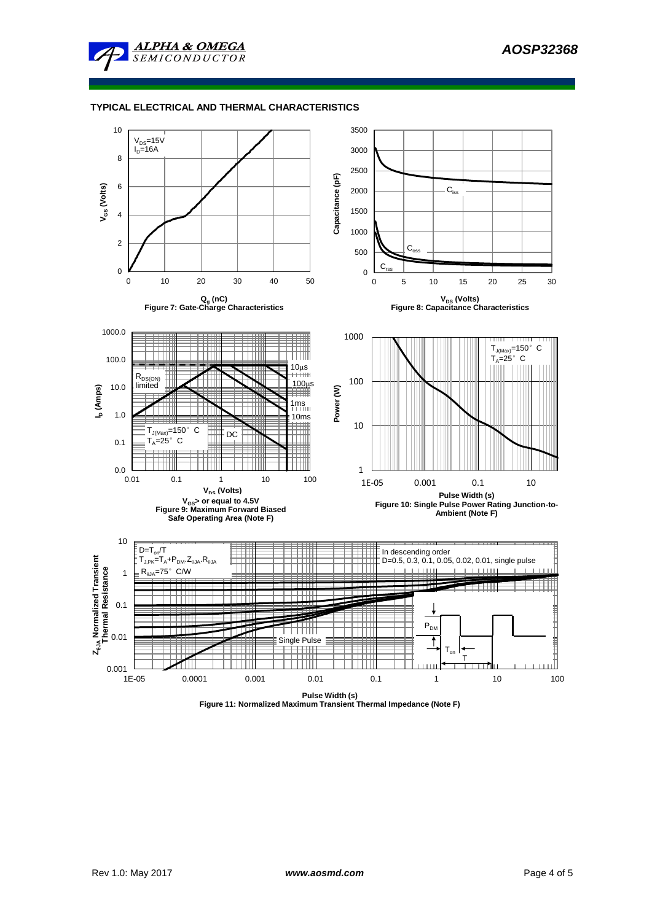## TYPICAL ELECTRICAL AND THERMAL CHARACTERISTICS

$V_{DS}$=15V
$I_D$=16A

$V_{GS}$ (Volts)

$Q_g$ (nC)

Figure 7: Gate-Charge Characteristics

$C_{iss}$

$C_{oss}$

$C_{rss}$

Capacitance (pF)

$V_{DS}$ (Volts)

Figure 8: Capacitance Characteristics

10µs

$R_{DS(ON)}$ limited

100µs

1ms

10ms

DC

$T_{J(Max)}$=150° C
$T_A$=25° C

$I_D$ (Amps)

$V_{DS}$ (Volts)

$V_{GS}$> or equal to 4.5V

Figure 9: Maximum Forward Biased Safe Operating Area (Note F)

$T_{J(Max)}$=150° C
$T_A$=25° C

Power (W)

Pulse Width (s)

Figure 10: Single Pulse Power Rating Junction-to-Ambient (Note F)

D=$T_{on}$/T
$T_{J,PK}$=$T_A$+$P_{DM}$.$Z_{\theta JA}$.$R_{\theta JA}$
$R_{\theta JA}$=75° C/W

In descending order
D=0.5, 0.3, 0.1, 0.05, 0.02, 0.01, single pulse

Single Pulse

$P_{DM}$

$T_{on}$

T

$Z_{\theta JA}$ Normalized Transient Thermal Resistance

Pulse Width (s)

Figure 11: Normalized Maximum Transient Thermal Impedance (Note F)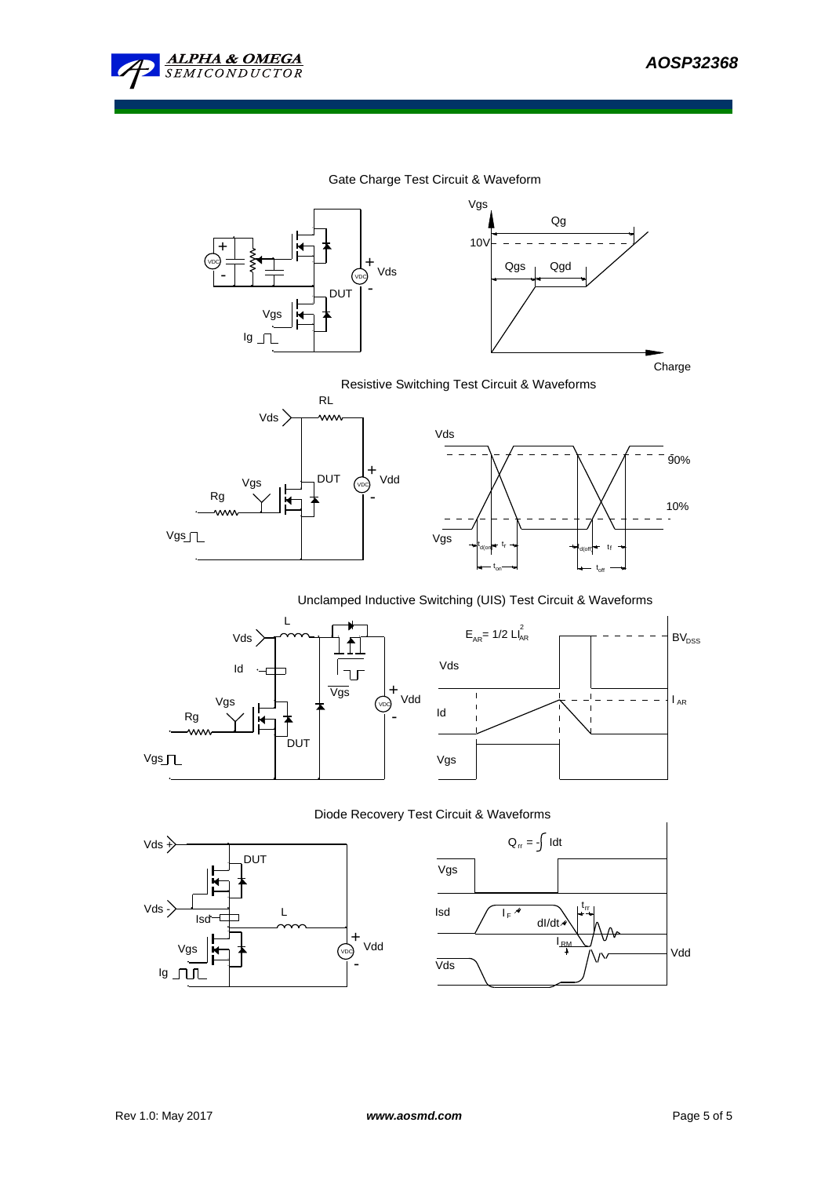## Gate Charge Test Circuit & Waveform

Vgs
Qg
10V
Qgs
Qgd
Charge

VDC
+
-
Vds
DUT
Vgs
Ig

## Resistive Switching Test Circuit & Waveforms

RL
Vds
DUT
Vgs
Rg
Vgs
Vdd
VDC
+
-

Vds
90%
10%
Vgs
$t_{d(on)}$
$t_r$
$t_{on}$
$t_{d(off)}$
$t_f$
$t_{off}$

## Unclamped Inductive Switching (UIS) Test Circuit & Waveforms

L
Vds
Id
Vgs
Rg
Vgs
DUT
Vgs
Vdd
VDC
+
-

$E_{AR} = 1/2\ LI_{AR}^2$
$BV_{DSS}$
Vds
Id
$I_{AR}$
Vgs

## Diode Recovery Test Circuit & Waveforms

Vds +
DUT
Vds -
Isd
L
Vgs
Ig
Vdd
VDC
+
-

$Q_{rr} = -\int Idt$
Vgs
Isd
$I_F$
dI/dt
$t_{rr}$
$I_{RM}$
Vds
Vdd